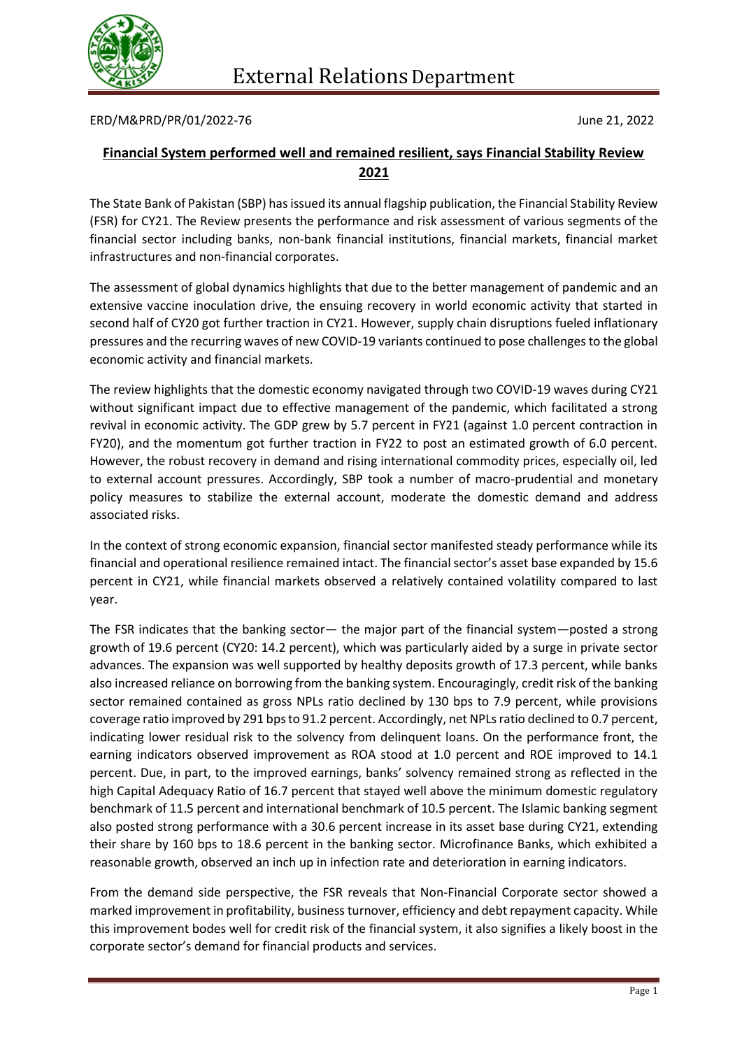External Relations Department

ERD/M&PRD/PR/01/2022-76 June 21, 2022

## Financial System performed well and remained resilient, says Financial Stability Review 2021

The State Bank of Pakistan (SBP) has issued its annual flagship publication, the Financial Stability Review (FSR) for CY21. The Review presents the performance and risk assessment of various segments of the financial sector including banks, non-bank financial institutions, financial markets, financial market infrastructures and non-financial corporates.

The assessment of global dynamics highlights that due to the better management of pandemic and an extensive vaccine inoculation drive, the ensuing recovery in world economic activity that started in second half of CY20 got further traction in CY21. However, supply chain disruptions fueled inflationary pressures and the recurring waves of new COVID-19 variants continued to pose challenges to the global economic activity and financial markets.

The review highlights that the domestic economy navigated through two COVID-19 waves during CY21 without significant impact due to effective management of the pandemic, which facilitated a strong revival in economic activity. The GDP grew by 5.7 percent in FY21 (against 1.0 percent contraction in FY20), and the momentum got further traction in FY22 to post an estimated growth of 6.0 percent. However, the robust recovery in demand and rising international commodity prices, especially oil, led to external account pressures. Accordingly, SBP took a number of macro-prudential and monetary policy measures to stabilize the external account, moderate the domestic demand and address associated risks.

In the context of strong economic expansion, financial sector manifested steady performance while its financial and operational resilience remained intact. The financial sector's asset base expanded by 15.6 percent in CY21, while financial markets observed a relatively contained volatility compared to last year.

The FSR indicates that the banking sector— the major part of the financial system—posted a strong growth of 19.6 percent (CY20: 14.2 percent), which was particularly aided by a surge in private sector advances. The expansion was well supported by healthy deposits growth of 17.3 percent, while banks also increased reliance on borrowing from the banking system. Encouragingly, credit risk of the banking sector remained contained as gross NPLs ratio declined by 130 bps to 7.9 percent, while provisions coverage ratio improved by 291 bps to 91.2 percent. Accordingly, net NPLs ratio declined to 0.7 percent, indicating lower residual risk to the solvency from delinquent loans. On the performance front, the earning indicators observed improvement as ROA stood at 1.0 percent and ROE improved to 14.1 percent. Due, in part, to the improved earnings, banks' solvency remained strong as reflected in the high Capital Adequacy Ratio of 16.7 percent that stayed well above the minimum domestic regulatory benchmark of 11.5 percent and international benchmark of 10.5 percent. The Islamic banking segment also posted strong performance with a 30.6 percent increase in its asset base during CY21, extending their share by 160 bps to 18.6 percent in the banking sector. Microfinance Banks, which exhibited a reasonable growth, observed an inch up in infection rate and deterioration in earning indicators.

From the demand side perspective, the FSR reveals that Non-Financial Corporate sector showed a marked improvement in profitability, business turnover, efficiency and debt repayment capacity. While this improvement bodes well for credit risk of the financial system, it also signifies a likely boost in the corporate sector's demand for financial products and services.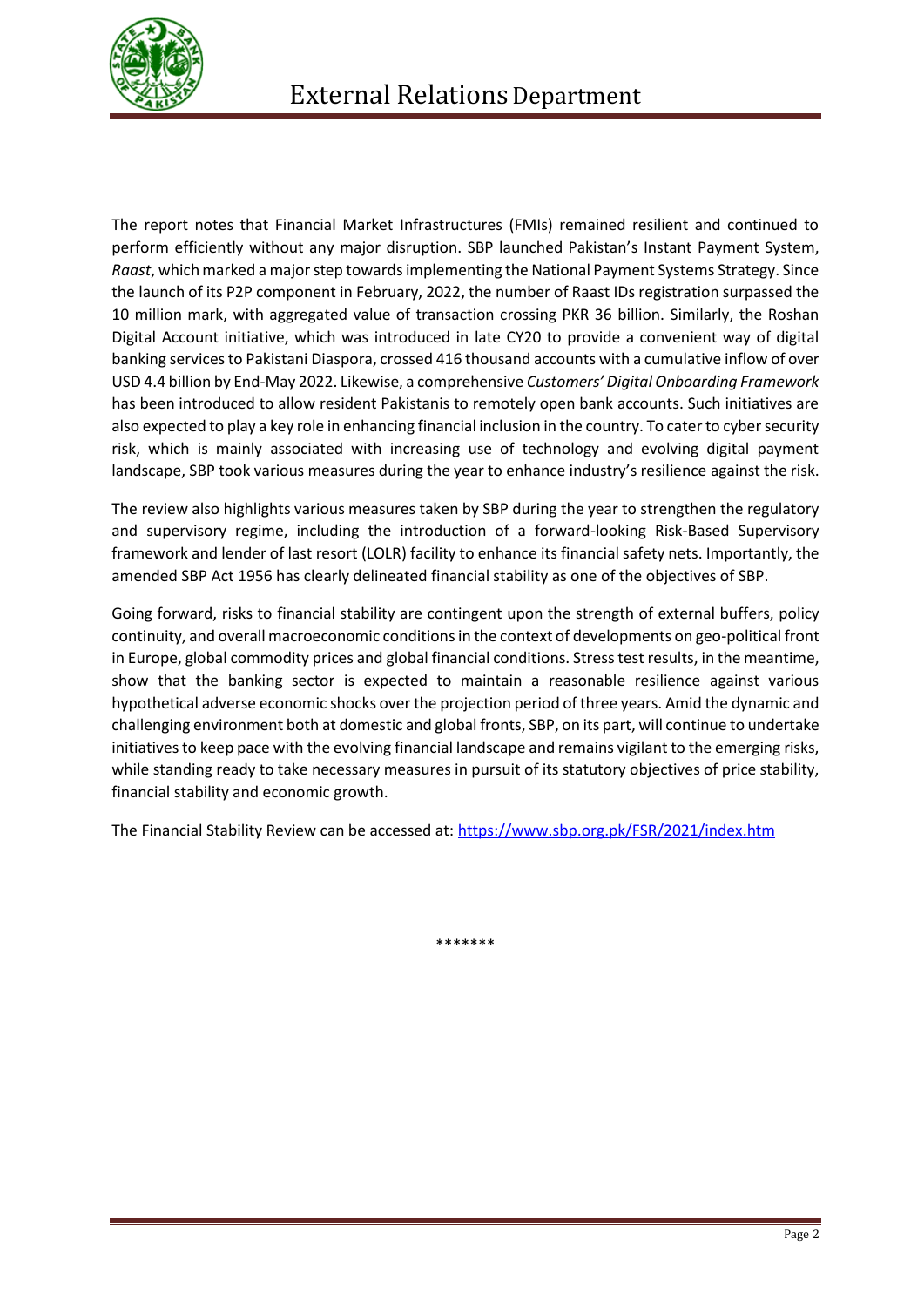The report notes that Financial Market Infrastructures (FMIs) remained resilient and continued to perform efficiently without any major disruption. SBP launched Pakistan's Instant Payment System, *Raast*, which marked a major step towards implementing the National Payment Systems Strategy. Since the launch of its P2P component in February, 2022, the number of Raast IDs registration surpassed the 10 million mark, with aggregated value of transaction crossing PKR 36 billion. Similarly, the Roshan Digital Account initiative, which was introduced in late CY20 to provide a convenient way of digital banking services to Pakistani Diaspora, crossed 416 thousand accounts with a cumulative inflow of over USD 4.4 billion by End-May 2022. Likewise, a comprehensive *Customers' Digital Onboarding Framework* has been introduced to allow resident Pakistanis to remotely open bank accounts. Such initiatives are also expected to play a key role in enhancing financial inclusion in the country. To cater to cyber security risk, which is mainly associated with increasing use of technology and evolving digital payment landscape, SBP took various measures during the year to enhance industry's resilience against the risk.

The review also highlights various measures taken by SBP during the year to strengthen the regulatory and supervisory regime, including the introduction of a forward-looking Risk-Based Supervisory framework and lender of last resort (LOLR) facility to enhance its financial safety nets. Importantly, the amended SBP Act 1956 has clearly delineated financial stability as one of the objectives of SBP.

Going forward, risks to financial stability are contingent upon the strength of external buffers, policy continuity, and overall macroeconomic conditions in the context of developments on geo-political front in Europe, global commodity prices and global financial conditions. Stress test results, in the meantime, show that the banking sector is expected to maintain a reasonable resilience against various hypothetical adverse economic shocks over the projection period of three years. Amid the dynamic and challenging environment both at domestic and global fronts, SBP, on its part, will continue to undertake initiatives to keep pace with the evolving financial landscape and remains vigilant to the emerging risks, while standing ready to take necessary measures in pursuit of its statutory objectives of price stability, financial stability and economic growth.

The Financial Stability Review can be accessed at: https://www.sbp.org.pk/FSR/2021/index.htm

*******